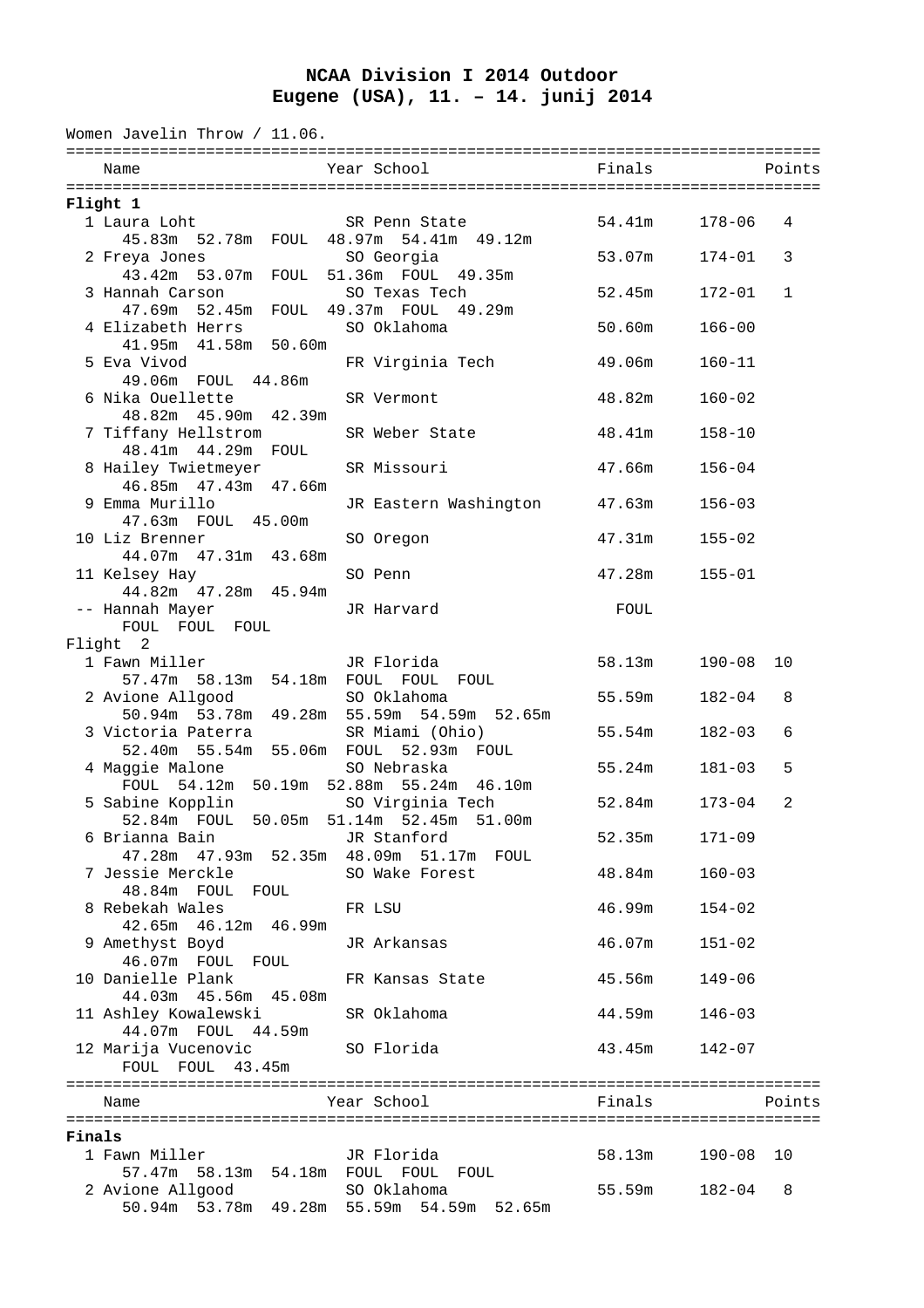# NCAA Division I 2014 Outdoor
## Eugene (USA), 11. – 14. junij 2014

Women Javelin Throw / 11.06.

| Name | Year School | Finals | | Points |
|---|---|---|---|---|
| **Flight 1** | | | | |
| 1 Laura Loht | SR Penn State | 54.41m | 178-06 | 4 |
| 45.83m 52.78m FOUL 48.97m 54.41m 49.12m | | | | |
| 2 Freya Jones | SO Georgia | 53.07m | 174-01 | 3 |
| 43.42m 53.07m FOUL 51.36m FOUL 49.35m | | | | |
| 3 Hannah Carson | SO Texas Tech | 52.45m | 172-01 | 1 |
| 47.69m 52.45m FOUL 49.37m FOUL 49.29m | | | | |
| 4 Elizabeth Herrs | SO Oklahoma | 50.60m | 166-00 | |
| 41.95m 41.58m 50.60m | | | | |
| 5 Eva Vivod | FR Virginia Tech | 49.06m | 160-11 | |
| 49.06m FOUL 44.86m | | | | |
| 6 Nika Ouellette | SR Vermont | 48.82m | 160-02 | |
| 48.82m 45.90m 42.39m | | | | |
| 7 Tiffany Hellstrom | SR Weber State | 48.41m | 158-10 | |
| 48.41m 44.29m FOUL | | | | |
| 8 Hailey Twietmeyer | SR Missouri | 47.66m | 156-04 | |
| 46.85m 47.43m 47.66m | | | | |
| 9 Emma Murillo | JR Eastern Washington | 47.63m | 156-03 | |
| 47.63m FOUL 45.00m | | | | |
| 10 Liz Brenner | SO Oregon | 47.31m | 155-02 | |
| 44.07m 47.31m 43.68m | | | | |
| 11 Kelsey Hay | SO Penn | 47.28m | 155-01 | |
| 44.82m 47.28m 45.94m | | | | |
| -- Hannah Mayer | JR Harvard | FOUL | | |
| FOUL FOUL FOUL | | | | |
| **Flight 2** | | | | |
| 1 Fawn Miller | JR Florida | 58.13m | 190-08 | 10 |
| 57.47m 58.13m 54.18m FOUL FOUL FOUL | | | | |
| 2 Avione Allgood | SO Oklahoma | 55.59m | 182-04 | 8 |
| 50.94m 53.78m 49.28m 55.59m 54.59m 52.65m | | | | |
| 3 Victoria Paterra | SR Miami (Ohio) | 55.54m | 182-03 | 6 |
| 52.40m 55.54m 55.06m FOUL 52.93m FOUL | | | | |
| 4 Maggie Malone | SO Nebraska | 55.24m | 181-03 | 5 |
| FOUL 54.12m 50.19m 52.88m 55.24m 46.10m | | | | |
| 5 Sabine Kopplin | SO Virginia Tech | 52.84m | 173-04 | 2 |
| 52.84m FOUL 50.05m 51.14m 52.45m 51.00m | | | | |
| 6 Brianna Bain | JR Stanford | 52.35m | 171-09 | |
| 47.28m 47.93m 52.35m 48.09m 51.17m FOUL | | | | |
| 7 Jessie Merckle | SO Wake Forest | 48.84m | 160-03 | |
| 48.84m FOUL FOUL | | | | |
| 8 Rebekah Wales | FR LSU | 46.99m | 154-02 | |
| 42.65m 46.12m 46.99m | | | | |
| 9 Amethyst Boyd | JR Arkansas | 46.07m | 151-02 | |
| 46.07m FOUL FOUL | | | | |
| 10 Danielle Plank | FR Kansas State | 45.56m | 149-06 | |
| 44.03m 45.56m 45.08m | | | | |
| 11 Ashley Kowalewski | SR Oklahoma | 44.59m | 146-03 | |
| 44.07m FOUL 44.59m | | | | |
| 12 Marija Vucenovic | SO Florida | 43.45m | 142-07 | |
| FOUL FOUL 43.45m | | | | |

| Name | Year School | Finals | | Points |
|---|---|---|---|---|
| **Finals** | | | | |
| 1 Fawn Miller | JR Florida | 58.13m | 190-08 | 10 |
| 57.47m 58.13m 54.18m FOUL FOUL FOUL | | | | |
| 2 Avione Allgood | SO Oklahoma | 55.59m | 182-04 | 8 |
| 50.94m 53.78m 49.28m 55.59m 54.59m 52.65m | | | | |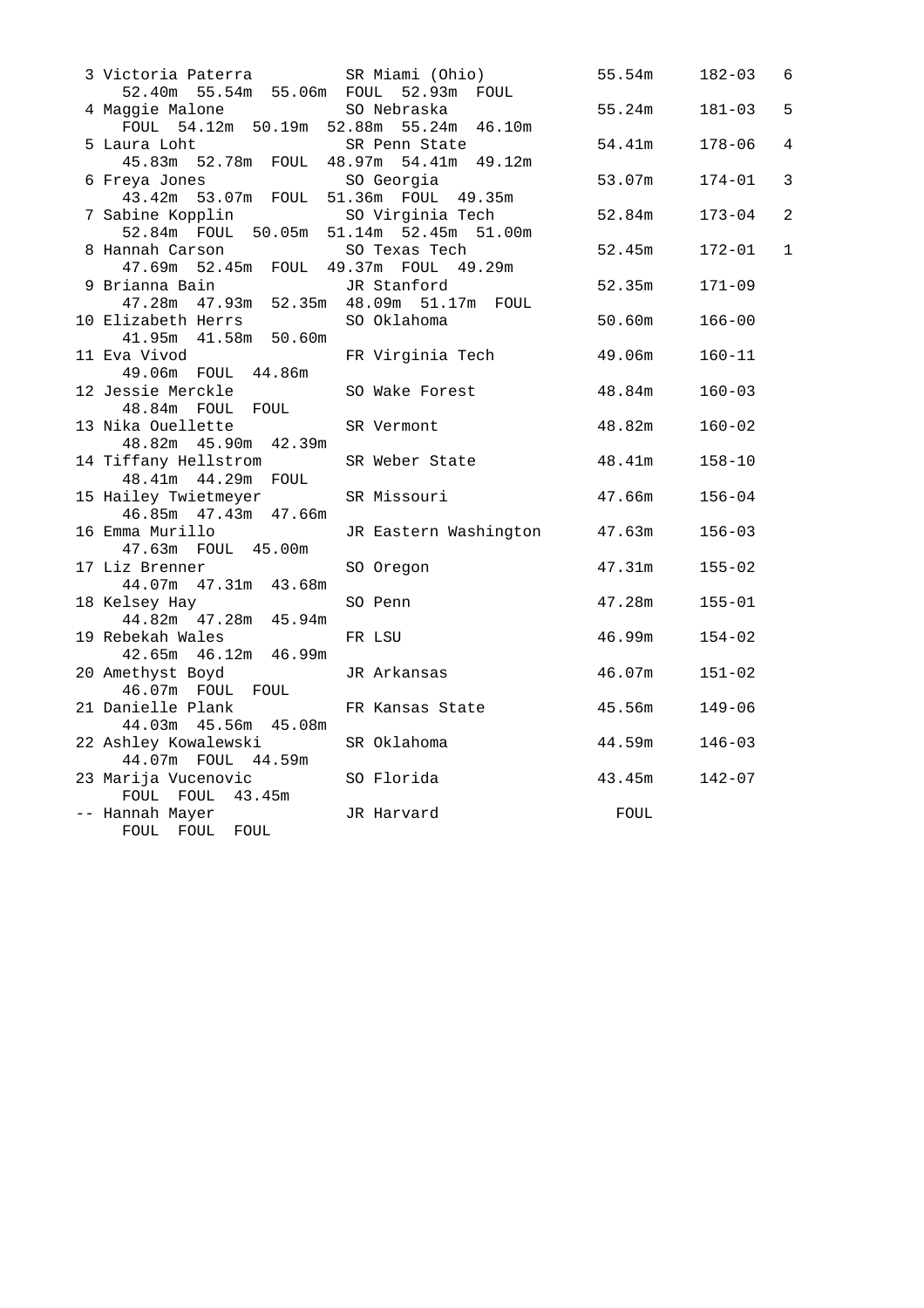```
  3 Victoria Paterra          SR Miami (Ohio)            55.54m     182-03   6
      52.40m  55.54m  55.06m  FOUL  52.93m  FOUL
  4 Maggie Malone             SO Nebraska                55.24m     181-03   5
      FOUL  54.12m  50.19m  52.88m  55.24m  46.10m
  5 Laura Loht                SR Penn State              54.41m     178-06   4
      45.83m  52.78m  FOUL  48.97m  54.41m  49.12m
  6 Freya Jones               SO Georgia                 53.07m     174-01   3
      43.42m  53.07m  FOUL  51.36m  FOUL  49.35m
  7 Sabine Kopplin            SO Virginia Tech           52.84m     173-04   2
      52.84m  FOUL  50.05m  51.14m  52.45m  51.00m
  8 Hannah Carson             SO Texas Tech              52.45m     172-01   1
      47.69m  52.45m  FOUL  49.37m  FOUL  49.29m
  9 Brianna Bain              JR Stanford                52.35m     171-09
      47.28m  47.93m  52.35m  48.09m  51.17m  FOUL
 10 Elizabeth Herrs           SO Oklahoma                50.60m     166-00
      41.95m  41.58m  50.60m
 11 Eva Vivod                 FR Virginia Tech           49.06m     160-11
      49.06m  FOUL  44.86m
 12 Jessie Merckle            SO Wake Forest             48.84m     160-03
      48.84m  FOUL  FOUL
 13 Nika Ouellette            SR Vermont                 48.82m     160-02
      48.82m  45.90m  42.39m
 14 Tiffany Hellstrom         SR Weber State             48.41m     158-10
      48.41m  44.29m  FOUL
 15 Hailey Twietmeyer         SR Missouri                47.66m     156-04
      46.85m  47.43m  47.66m
 16 Emma Murillo              JR Eastern Washington      47.63m     156-03
      47.63m  FOUL  45.00m
 17 Liz Brenner               SO Oregon                  47.31m     155-02
      44.07m  47.31m  43.68m
 18 Kelsey Hay                SO Penn                    47.28m     155-01
      44.82m  47.28m  45.94m
 19 Rebekah Wales             FR LSU                     46.99m     154-02
      42.65m  46.12m  46.99m
 20 Amethyst Boyd             JR Arkansas                46.07m     151-02
      46.07m  FOUL  FOUL
 21 Danielle Plank            FR Kansas State            45.56m     149-06
      44.03m  45.56m  45.08m
 22 Ashley Kowalewski         SR Oklahoma                44.59m     146-03
      44.07m  FOUL  44.59m
 23 Marija Vucenovic          SO Florida                 43.45m     142-07
      FOUL  FOUL  43.45m
 -- Hannah Mayer              JR Harvard                   FOUL
      FOUL  FOUL  FOUL
```